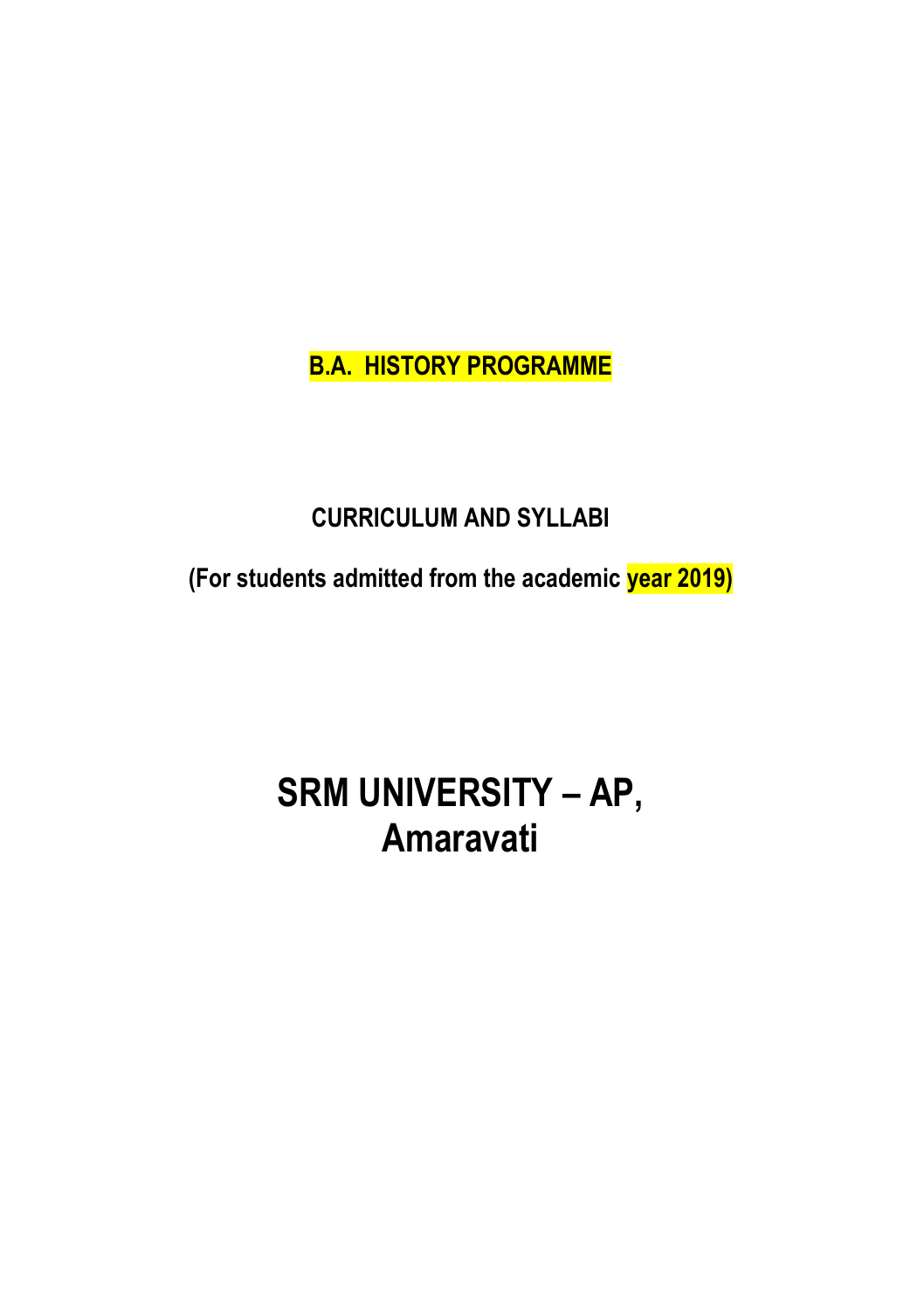# B.A. HISTORY PROGRAMME

## CURRICULUM AND SYLLABI

**(For students admitted from the academic year 2019)**

# SRM UNIVERSITY – AP, Amaravati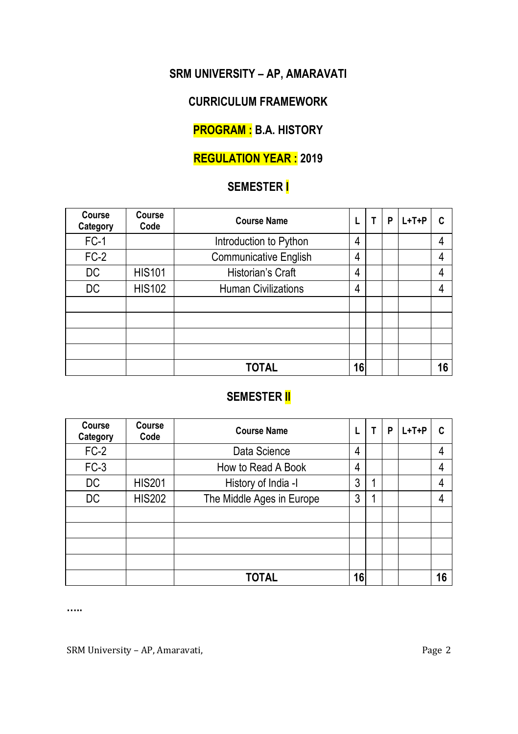**SRM UNIVERSITY – AP, AMARAVATI**

**CURRICULUM FRAMEWORK**

**PROGRAM : B.A. HISTORY**

**REGULATION YEAR : 2019**

## SEMESTER I

| Course Category | Course Code | Course Name | L | T | P | L+T+P | C |
|---|---|---|---|---|---|---|---|
| FC-1 | | Introduction to Python | 4 | | | | 4 |
| FC-2 | | Communicative English | 4 | | | | 4 |
| DC | HIS101 | Historian's Craft | 4 | | | | 4 |
| DC | HIS102 | Human Civilizations | 4 | | | | 4 |
| | | | | | | | |
| | | | | | | | |
| | | | | | | | |
| | | | | | | | |
| | | **TOTAL** | **16** | | | | **16** |

## SEMESTER II

| Course Category | Course Code | Course Name | L | T | P | L+T+P | C |
|---|---|---|---|---|---|---|---|
| FC-2 | | Data Science | 4 | | | | 4 |
| FC-3 | | How to Read A Book | 4 | | | | 4 |
| DC | HIS201 | History of India -I | 3 | 1 | | | 4 |
| DC | HIS202 | The Middle Ages in Europe | 3 | 1 | | | 4 |
| | | | | | | | |
| | | | | | | | |
| | | | | | | | |
| | | | | | | | |
| | | **TOTAL** | **16** | | | | **16** |

**…..**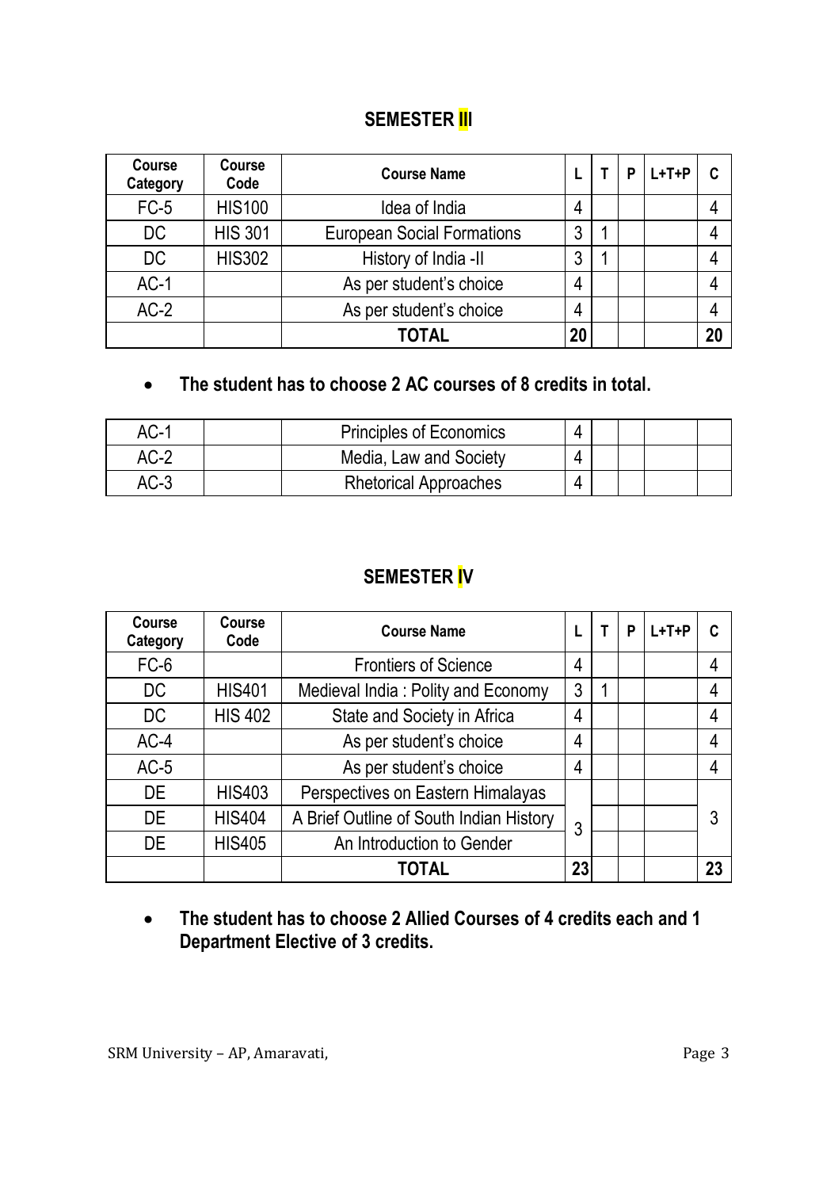## SEMESTER III

| Course Category | Course Code | Course Name | L | T | P | L+T+P | C |
|---|---|---|---|---|---|---|---|
| FC-5 | HIS100 | Idea of India | 4 | | | | 4 |
| DC | HIS 301 | European Social Formations | 3 | 1 | | | 4 |
| DC | HIS302 | History of India -II | 3 | 1 | | | 4 |
| AC-1 | | As per student's choice | 4 | | | | 4 |
| AC-2 | | As per student's choice | 4 | | | | 4 |
| | | **TOTAL** | **20** | | | | **20** |

- **The student has to choose 2 AC courses of 8 credits in total.**

| | | | | | | | |
|---|---|---|---|---|---|---|---|
| AC-1 | | Principles of Economics | 4 | | | | |
| AC-2 | | Media, Law and Society | 4 | | | | |
| AC-3 | | Rhetorical Approaches | 4 | | | | |

## SEMESTER IV

| Course Category | Course Code | Course Name | L | T | P | L+T+P | C |
|---|---|---|---|---|---|---|---|
| FC-6 | | Frontiers of Science | 4 | | | | 4 |
| DC | HIS401 | Medieval India : Polity and Economy | 3 | 1 | | | 4 |
| DC | HIS 402 | State and Society in Africa | 4 | | | | 4 |
| AC-4 | | As per student's choice | 4 | | | | 4 |
| AC-5 | | As per student's choice | 4 | | | | 4 |
| DE | HIS403 | Perspectives on Eastern Himalayas | | | | | |
| DE | HIS404 | A Brief Outline of South Indian History | 3 | | | | 3 |
| DE | HIS405 | An Introduction to Gender | | | | | |
| | | **TOTAL** | **23** | | | | **23** |

- **The student has to choose 2 Allied Courses of 4 credits each and 1 Department Elective of 3 credits.**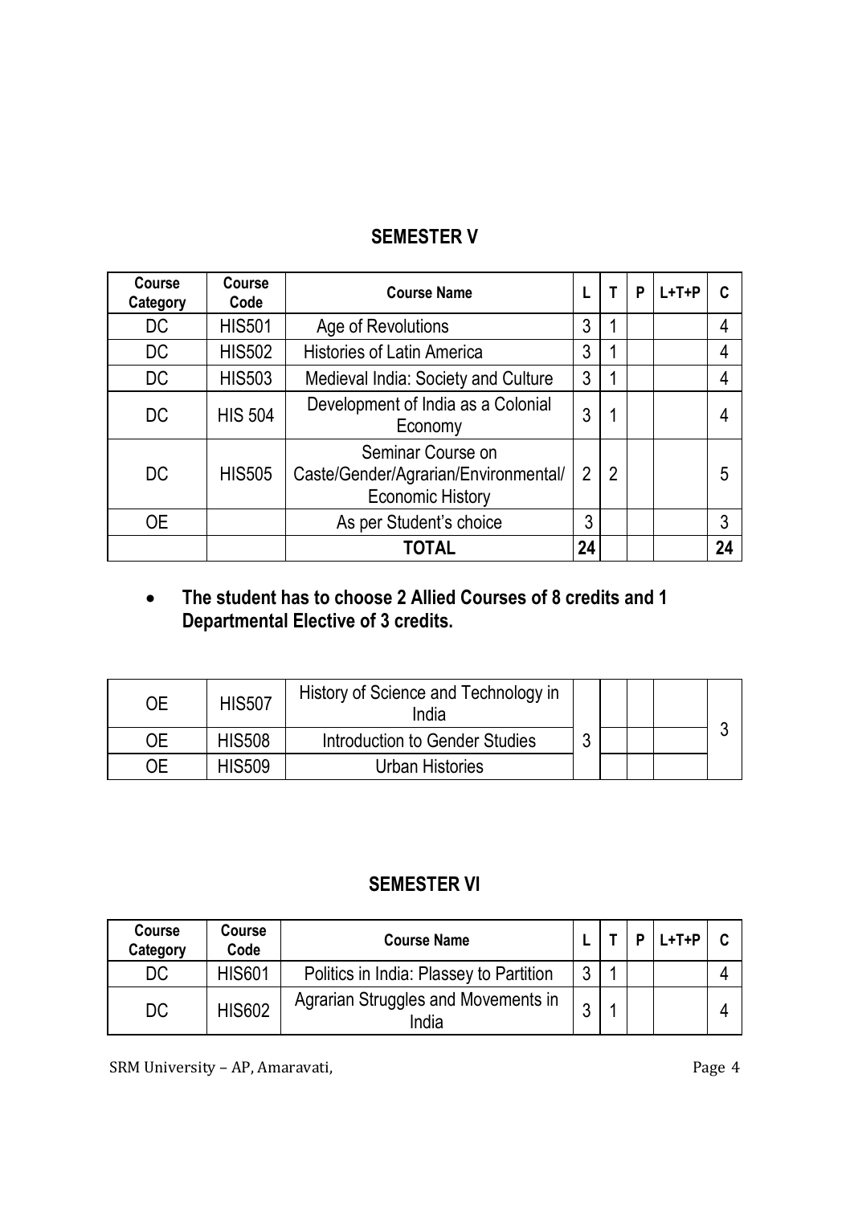## SEMESTER V

| Course Category | Course Code | Course Name | L | T | P | L+T+P | C |
|---|---|---|---|---|---|---|---|
| DC | HIS501 | Age of Revolutions | 3 | 1 | | | 4 |
| DC | HIS502 | Histories of Latin America | 3 | 1 | | | 4 |
| DC | HIS503 | Medieval India: Society and Culture | 3 | 1 | | | 4 |
| DC | HIS 504 | Development of India as a Colonial Economy | 3 | 1 | | | 4 |
| DC | HIS505 | Seminar Course on Caste/Gender/Agrarian/Environmental/ Economic History | 2 | 2 | | | 5 |
| OE | | As per Student's choice | 3 | | | | 3 |
| | | **TOTAL** | **24** | | | | **24** |

- **The student has to choose 2 Allied Courses of 8 credits and 1 Departmental Elective of 3 credits.**

| | | | | | | | |
|---|---|---|---|---|---|---|---|
| OE | HIS507 | History of Science and Technology in India | 3 | | | | 3 |
| OE | HIS508 | Introduction to Gender Studies | | | | | |
| OE | HIS509 | Urban Histories | | | | | |

## SEMESTER VI

| Course Category | Course Code | Course Name | L | T | P | L+T+P | C |
|---|---|---|---|---|---|---|---|
| DC | HIS601 | Politics in India: Plassey to Partition | 3 | 1 | | | 4 |
| DC | HIS602 | Agrarian Struggles and Movements in India | 3 | 1 | | | 4 |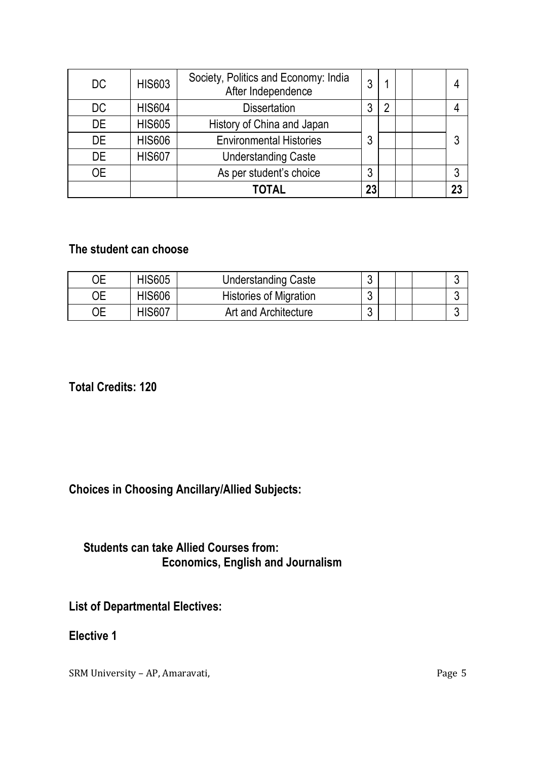| DC | HIS603 | Society, Politics and Economy: India After Independence | 3 | 1 | | | 4 |
|---|---|---|---|---|---|---|---|
| DC | HIS604 | Dissertation | 3 | 2 | | | 4 |
| DE | HIS605 | History of China and Japan | | | | | |
| DE | HIS606 | Environmental Histories | 3 | | | | 3 |
| DE | HIS607 | Understanding Caste | | | | | |
| OE | | As per student's choice | 3 | | | | 3 |
| | | **TOTAL** | **23** | | | | **23** |

**The student can choose**

| OE | HIS605 | Understanding Caste | 3 | | | | 3 |
|---|---|---|---|---|---|---|---|
| OE | HIS606 | Histories of Migration | 3 | | | | 3 |
| OE | HIS607 | Art and Architecture | 3 | | | | 3 |

**Total Credits: 120**

**Choices in Choosing Ancillary/Allied Subjects:**

**Students can take Allied Courses from:**
**Economics, English and Journalism**

**List of Departmental Electives:**

**Elective 1**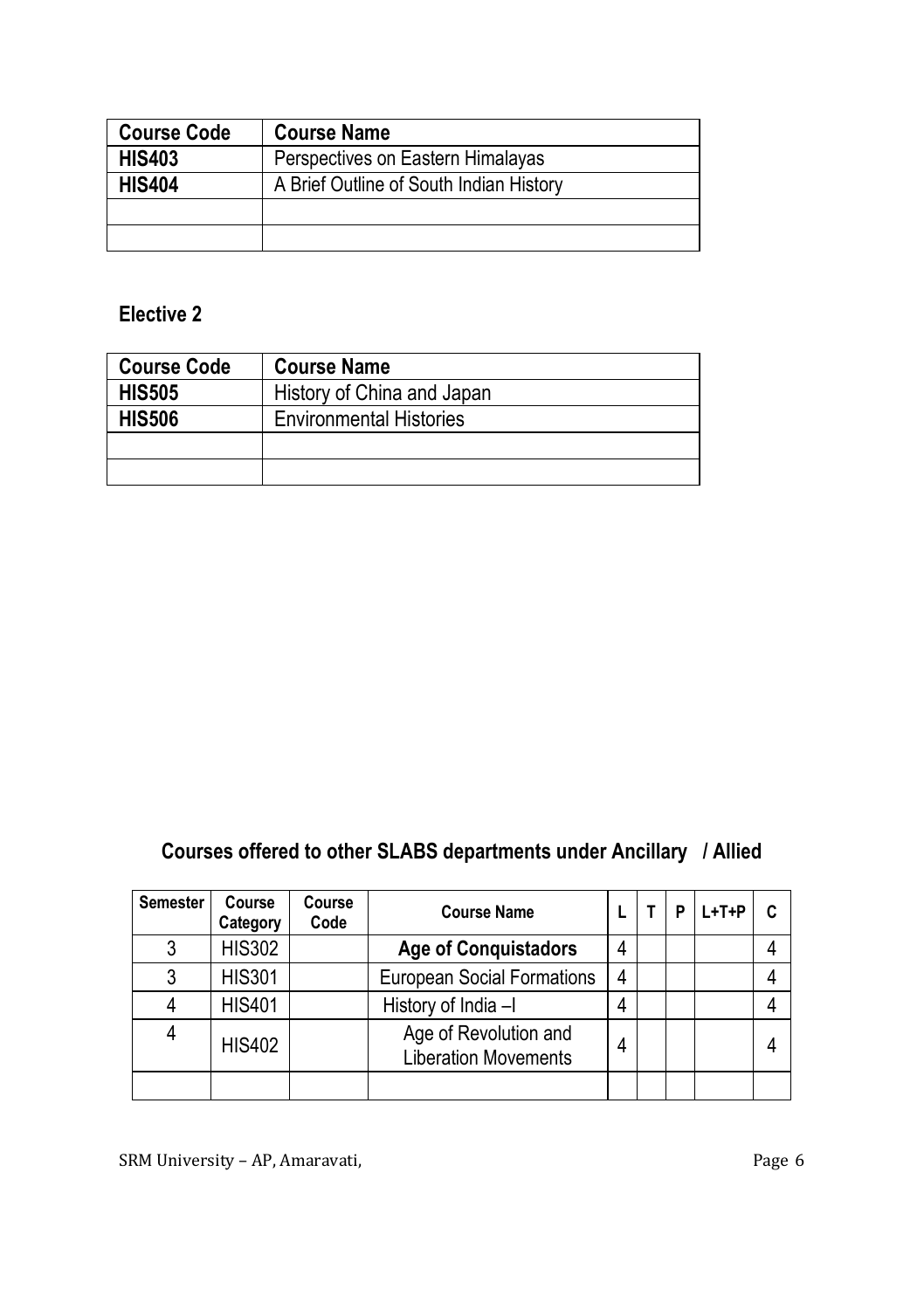| Course Code | Course Name |
|---|---|
| **HIS403** | Perspectives on Eastern Himalayas |
| **HIS404** | A Brief Outline of South Indian History |
| | |
| | |

## Elective 2

| Course Code | Course Name |
|---|---|
| **HIS505** | History of China and Japan |
| **HIS506** | Environmental Histories |
| | |
| | |

## Courses offered to other SLABS departments under Ancillary / Allied

| Semester | Course Category | Course Code | Course Name | L | T | P | L+T+P | C |
|---|---|---|---|---|---|---|---|---|
| 3 | HIS302 | | **Age of Conquistadors** | 4 | | | | 4 |
| 3 | HIS301 | | European Social Formations | 4 | | | | 4 |
| 4 | HIS401 | | History of India –I | 4 | | | | 4 |
| 4 | HIS402 | | Age of Revolution and Liberation Movements | 4 | | | | 4 |
| | | | | | | | | |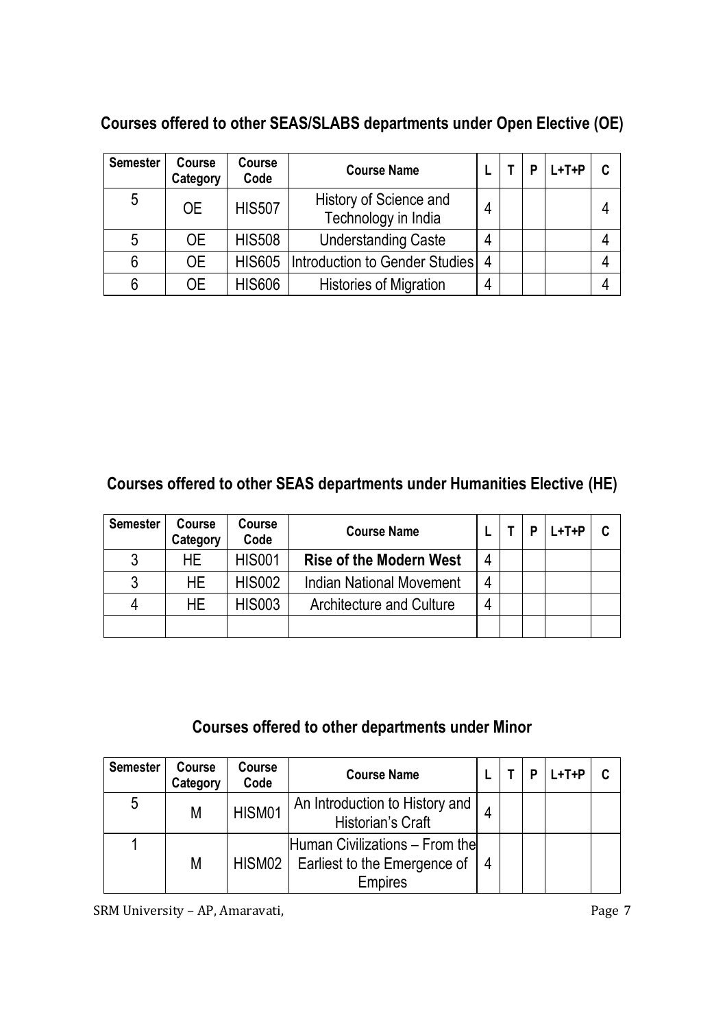## Courses offered to other SEAS/SLABS departments under Open Elective (OE)

| Semester | Course Category | Course Code | Course Name | L | T | P | L+T+P | C |
|---|---|---|---|---|---|---|---|---|
| 5 | OE | HIS507 | History of Science and Technology in India | 4 | | | | 4 |
| 5 | OE | HIS508 | Understanding Caste | 4 | | | | 4 |
| 6 | OE | HIS605 | Introduction to Gender Studies | 4 | | | | 4 |
| 6 | OE | HIS606 | Histories of Migration | 4 | | | | 4 |

## Courses offered to other SEAS departments under Humanities Elective (HE)

| Semester | Course Category | Course Code | Course Name | L | T | P | L+T+P | C |
|---|---|---|---|---|---|---|---|---|
| 3 | HE | HIS001 | **Rise of the Modern West** | 4 | | | | |
| 3 | HE | HIS002 | Indian National Movement | 4 | | | | |
| 4 | HE | HIS003 | Architecture and Culture | 4 | | | | |
| | | | | | | | | |

## Courses offered to other departments under Minor

| Semester | Course Category | Course Code | Course Name | L | T | P | L+T+P | C |
|---|---|---|---|---|---|---|---|---|
| 5 | M | HISM01 | An Introduction to History and Historian's Craft | 4 | | | | |
| 1 | M | HISM02 | Human Civilizations – From the Earliest to the Emergence of Empires | 4 | | | | |

SRM University – AP, Amaravati,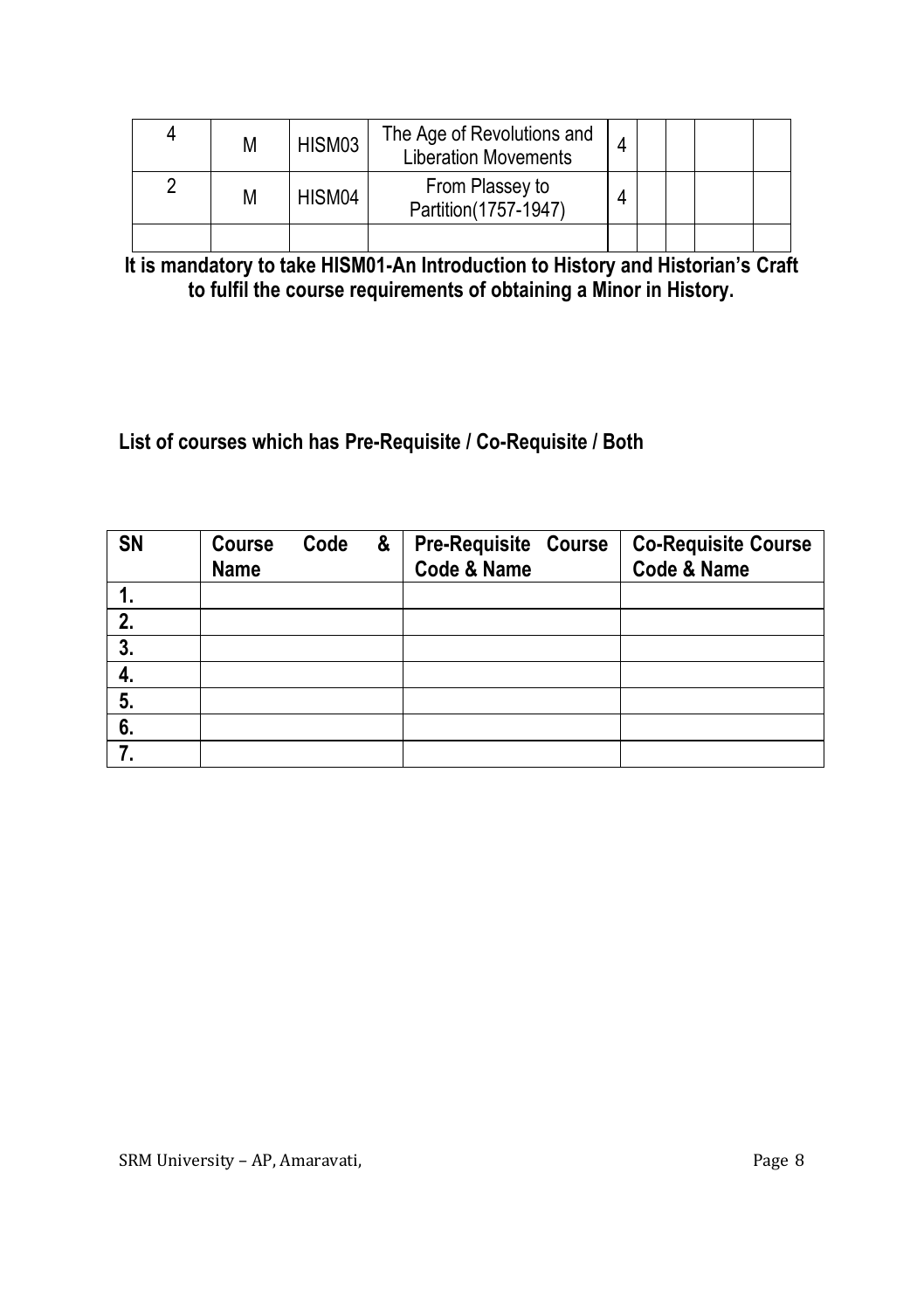| | | | | | | | | |
|---|---|---|---|---|---|---|---|---|
| 4 | M | HISM03 | The Age of Revolutions and Liberation Movements | 4 | | | | |
| 2 | M | HISM04 | From Plassey to Partition(1757-1947) | 4 | | | | |
| | | | | | | | | |

**It is mandatory to take HISM01-An Introduction to History and Historian's Craft to fulfil the course requirements of obtaining a Minor in History.**

**List of courses which has Pre-Requisite / Co-Requisite / Both**

| SN | Course Code & Name | Pre-Requisite Course Code & Name | Co-Requisite Course Code & Name |
|---|---|---|---|
| 1. | | | |
| 2. | | | |
| 3. | | | |
| 4. | | | |
| 5. | | | |
| 6. | | | |
| 7. | | | |

SRM University – AP, Amaravati,